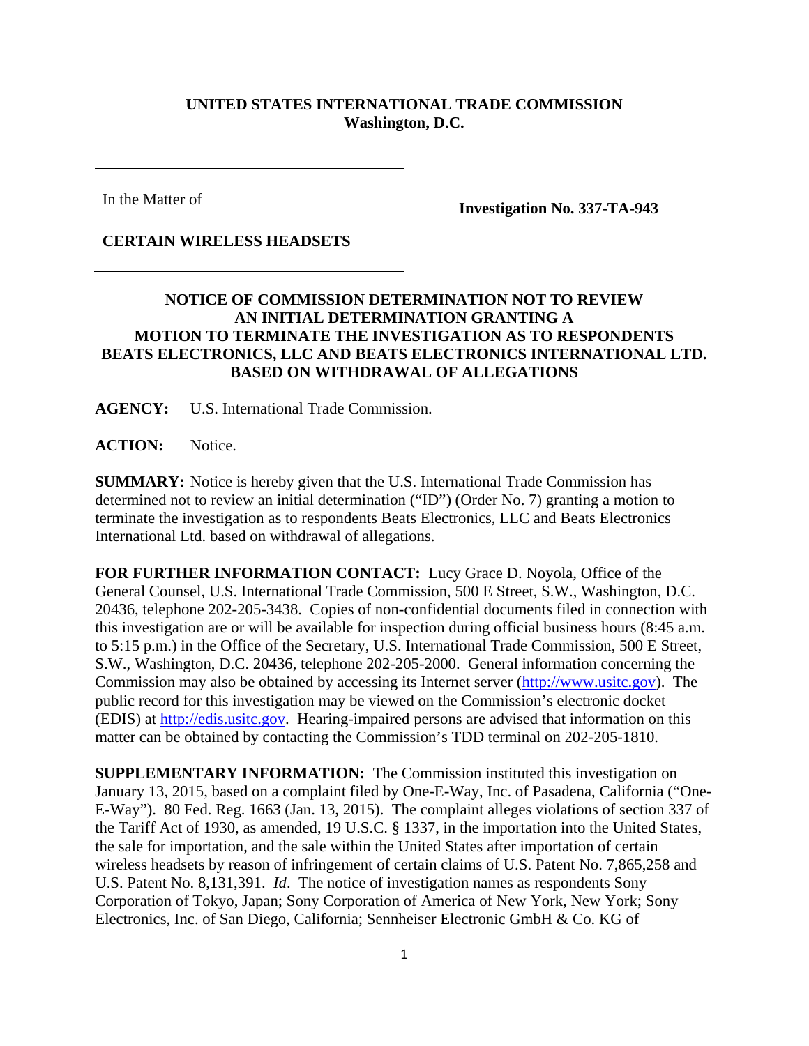**UNITED STATES INTERNATIONAL TRADE COMMISSION**
**Washington, D.C.**

| In the Matter of<br><br>**CERTAIN WIRELESS HEADSETS** | **Investigation No. 337-TA-943** |
|---|---|

## NOTICE OF COMMISSION DETERMINATION NOT TO REVIEW AN INITIAL DETERMINATION GRANTING A MOTION TO TERMINATE THE INVESTIGATION AS TO RESPONDENTS BEATS ELECTRONICS, LLC AND BEATS ELECTRONICS INTERNATIONAL LTD. BASED ON WITHDRAWAL OF ALLEGATIONS

**AGENCY:** U.S. International Trade Commission.

**ACTION:** Notice.

**SUMMARY:** Notice is hereby given that the U.S. International Trade Commission has determined not to review an initial determination ("ID") (Order No. 7) granting a motion to terminate the investigation as to respondents Beats Electronics, LLC and Beats Electronics International Ltd. based on withdrawal of allegations.

**FOR FURTHER INFORMATION CONTACT:** Lucy Grace D. Noyola, Office of the General Counsel, U.S. International Trade Commission, 500 E Street, S.W., Washington, D.C. 20436, telephone 202-205-3438. Copies of non-confidential documents filed in connection with this investigation are or will be available for inspection during official business hours (8:45 a.m. to 5:15 p.m.) in the Office of the Secretary, U.S. International Trade Commission, 500 E Street, S.W., Washington, D.C. 20436, telephone 202-205-2000. General information concerning the Commission may also be obtained by accessing its Internet server (http://www.usitc.gov). The public record for this investigation may be viewed on the Commission's electronic docket (EDIS) at http://edis.usitc.gov. Hearing-impaired persons are advised that information on this matter can be obtained by contacting the Commission's TDD terminal on 202-205-1810.

**SUPPLEMENTARY INFORMATION:** The Commission instituted this investigation on January 13, 2015, based on a complaint filed by One-E-Way, Inc. of Pasadena, California ("One-E-Way"). 80 Fed. Reg. 1663 (Jan. 13, 2015). The complaint alleges violations of section 337 of the Tariff Act of 1930, as amended, 19 U.S.C. § 1337, in the importation into the United States, the sale for importation, and the sale within the United States after importation of certain wireless headsets by reason of infringement of certain claims of U.S. Patent No. 7,865,258 and U.S. Patent No. 8,131,391. *Id*. The notice of investigation names as respondents Sony Corporation of Tokyo, Japan; Sony Corporation of America of New York, New York; Sony Electronics, Inc. of San Diego, California; Sennheiser Electronic GmbH & Co. KG of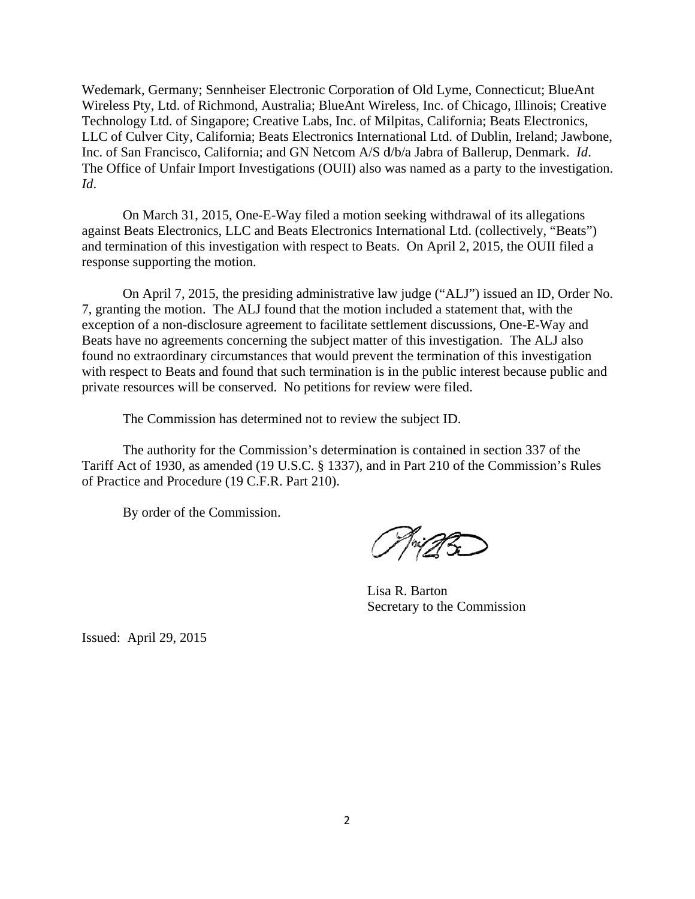Wedemark, Germany; Sennheiser Electronic Corporation of Old Lyme, Connecticut; BlueAnt Wireless Pty, Ltd. of Richmond, Australia; BlueAnt Wireless, Inc. of Chicago, Illinois; Creative Technology Ltd. of Singapore; Creative Labs, Inc. of Milpitas, California; Beats Electronics, LLC of Culver City, California; Beats Electronics International Ltd. of Dublin, Ireland; Jawbone, Inc. of San Francisco, California; and GN Netcom A/S d/b/a Jabra of Ballerup, Denmark. *Id*. The Office of Unfair Import Investigations (OUII) also was named as a party to the investigation. *Id*.

On March 31, 2015, One-E-Way filed a motion seeking withdrawal of its allegations against Beats Electronics, LLC and Beats Electronics International Ltd. (collectively, "Beats") and termination of this investigation with respect to Beats. On April 2, 2015, the OUII filed a response supporting the motion.

On April 7, 2015, the presiding administrative law judge ("ALJ") issued an ID, Order No. 7, granting the motion. The ALJ found that the motion included a statement that, with the exception of a non-disclosure agreement to facilitate settlement discussions, One-E-Way and Beats have no agreements concerning the subject matter of this investigation. The ALJ also found no extraordinary circumstances that would prevent the termination of this investigation with respect to Beats and found that such termination is in the public interest because public and private resources will be conserved. No petitions for review were filed.

The Commission has determined not to review the subject ID.

The authority for the Commission's determination is contained in section 337 of the Tariff Act of 1930, as amended (19 U.S.C. § 1337), and in Part 210 of the Commission's Rules of Practice and Procedure (19 C.F.R. Part 210).

By order of the Commission.

Lisa R. Barton
Secretary to the Commission

Issued: April 29, 2015